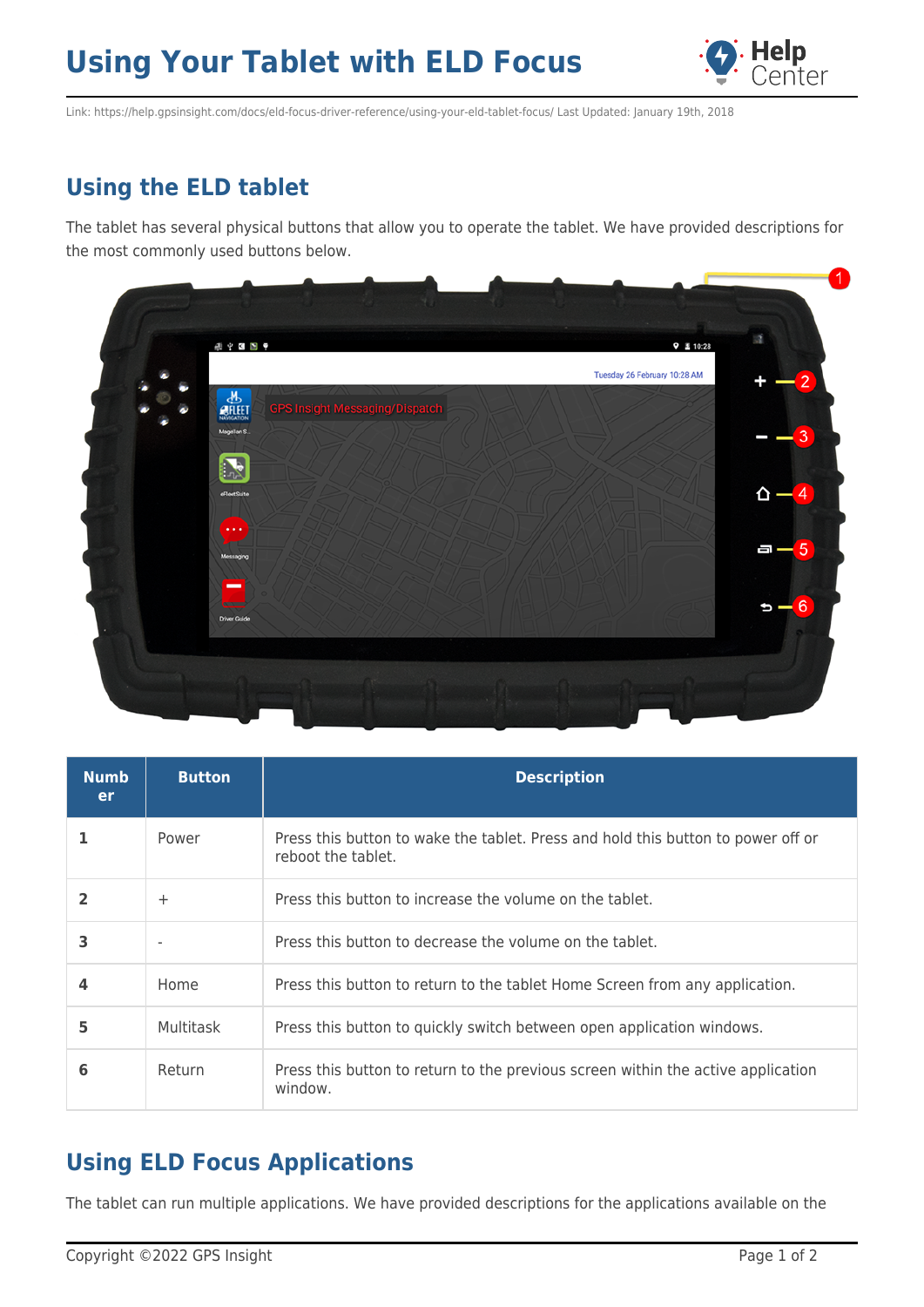# Using Your Tablet with ELD Focus

Link: https://help.gpsinsight.com/docs/eld-focus-driver-reference/using-your-eld-tablet-focus/ Last Updated: January 19th, 2018

## Using the ELD tablet

The tablet has several physical buttons that allow you to operate the tablet. We have provided descriptions for the most commonly used buttons below.

| Number | Button | Description |
|---|---|---|
| 1 | Power | Press this button to wake the tablet. Press and hold this button to power off or reboot the tablet. |
| 2 | + | Press this button to increase the volume on the tablet. |
| 3 | - | Press this button to decrease the volume on the tablet. |
| 4 | Home | Press this button to return to the tablet Home Screen from any application. |
| 5 | Multitask | Press this button to quickly switch between open application windows. |
| 6 | Return | Press this button to return to the previous screen within the active application window. |

## Using ELD Focus Applications

The tablet can run multiple applications. We have provided descriptions for the applications available on the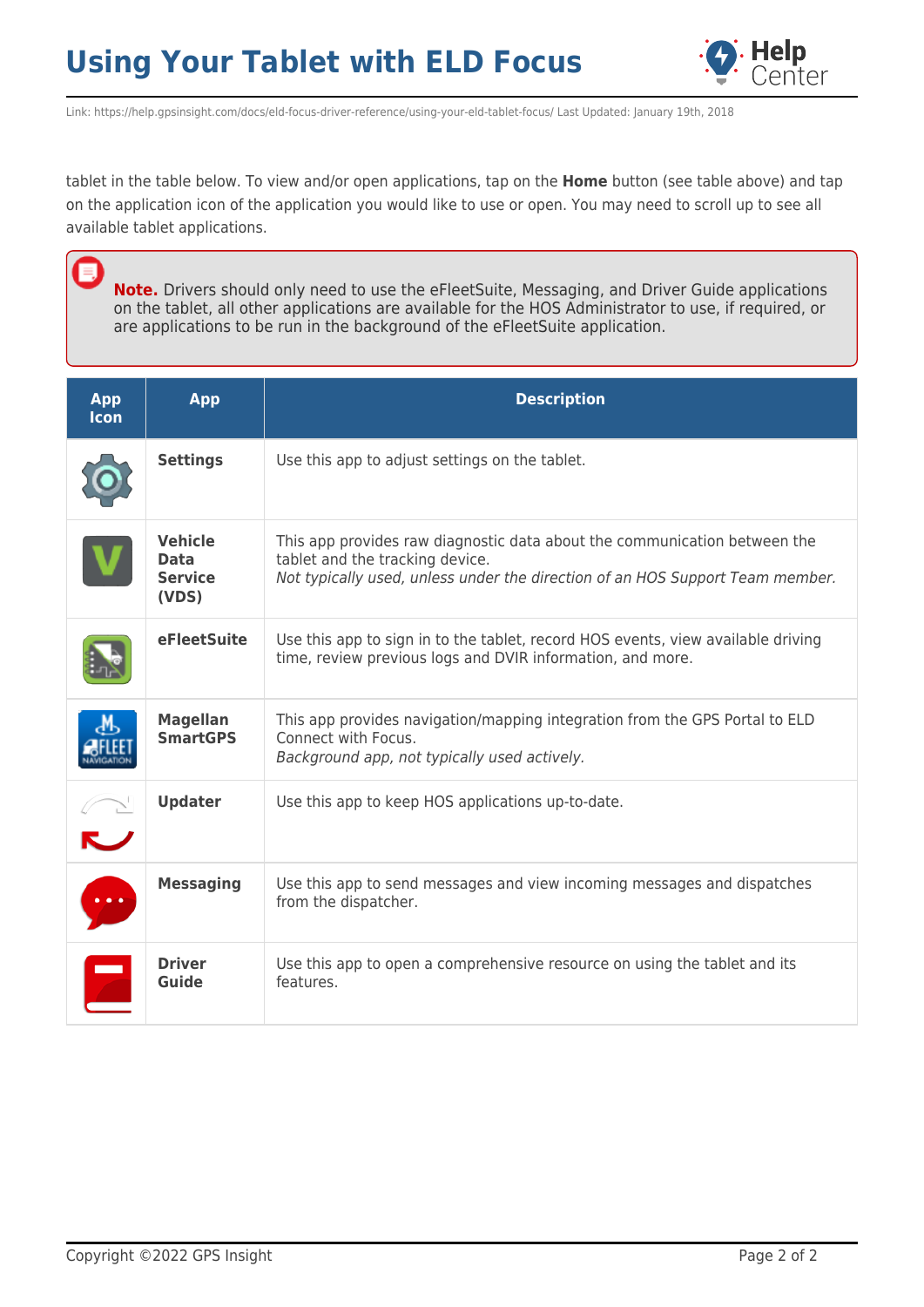tablet in the table below. To view and/or open applications, tap on the **Home** button (see table above) and tap on the application icon of the application you would like to use or open. You may need to scroll up to see all available tablet applications.

**Note.** Drivers should only need to use the eFleetSuite, Messaging, and Driver Guide applications on the tablet, all other applications are available for the HOS Administrator to use, if required, or are applications to be run in the background of the eFleetSuite application.

| App Icon | App | Description |
|---|---|---|
| | **Settings** | Use this app to adjust settings on the tablet. |
| | **Vehicle Data Service (VDS)** | This app provides raw diagnostic data about the communication between the tablet and the tracking device. *Not typically used, unless under the direction of an HOS Support Team member.* |
| | **eFleetSuite** | Use this app to sign in to the tablet, record HOS events, view available driving time, review previous logs and DVIR information, and more. |
| | **Magellan SmartGPS** | This app provides navigation/mapping integration from the GPS Portal to ELD Connect with Focus. *Background app, not typically used actively.* |
| | **Updater** | Use this app to keep HOS applications up-to-date. |
| | **Messaging** | Use this app to send messages and view incoming messages and dispatches from the dispatcher. |
| | **Driver Guide** | Use this app to open a comprehensive resource on using the tablet and its features. |